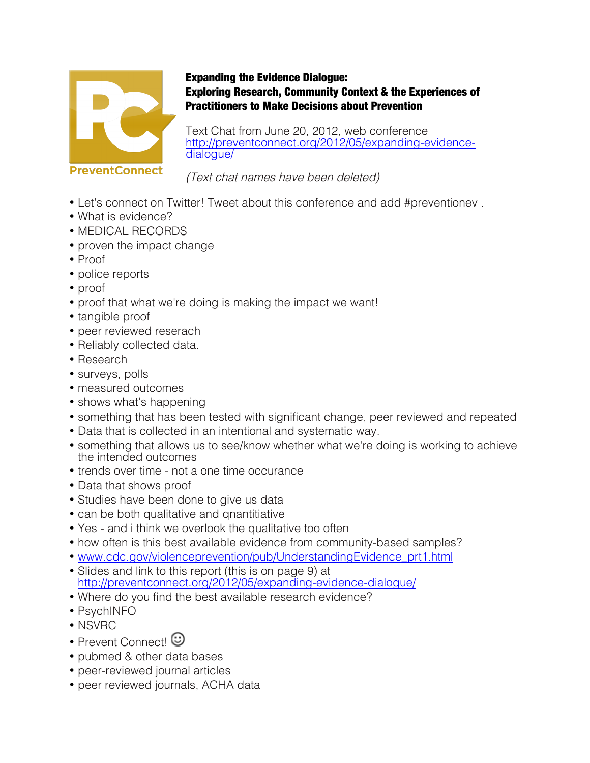PreventConnect

**Expanding the Evidence Dialogue:**
**Exploring Research, Community Context & the Experiences of Practitioners to Make Decisions about Prevention**

Text Chat from June 20, 2012, web conference
http://preventconnect.org/2012/05/expanding-evidence-dialogue/

*(Text chat names have been deleted)*

- Let's connect on Twitter! Tweet about this conference and add #preventionev .
- What is evidence?
- MEDICAL RECORDS
- proven the impact change
- Proof
- police reports
- proof
- proof that what we're doing is making the impact we want!
- tangible proof
- peer reviewed reserach
- Reliably collected data.
- Research
- surveys, polls
- measured outcomes
- shows what's happening
- something that has been tested with significant change, peer reviewed and repeated
- Data that is collected in an intentional and systematic way.
- something that allows us to see/know whether what we're doing is working to achieve the intended outcomes
- trends over time - not a one time occurance
- Data that shows proof
- Studies have been done to give us data
- can be both qualitative and qnantitiative
- Yes - and i think we overlook the qualitative too often
- how often is this best available evidence from community-based samples?
- www.cdc.gov/violenceprevention/pub/UnderstandingEvidence_prt1.html
- Slides and link to this report (this is on page 9) at http://preventconnect.org/2012/05/expanding-evidence-dialogue/
- Where do you find the best available research evidence?
- PsychINFO
- NSVRC
- Prevent Connect! ☺
- pubmed & other data bases
- peer-reviewed journal articles
- peer reviewed journals, ACHA data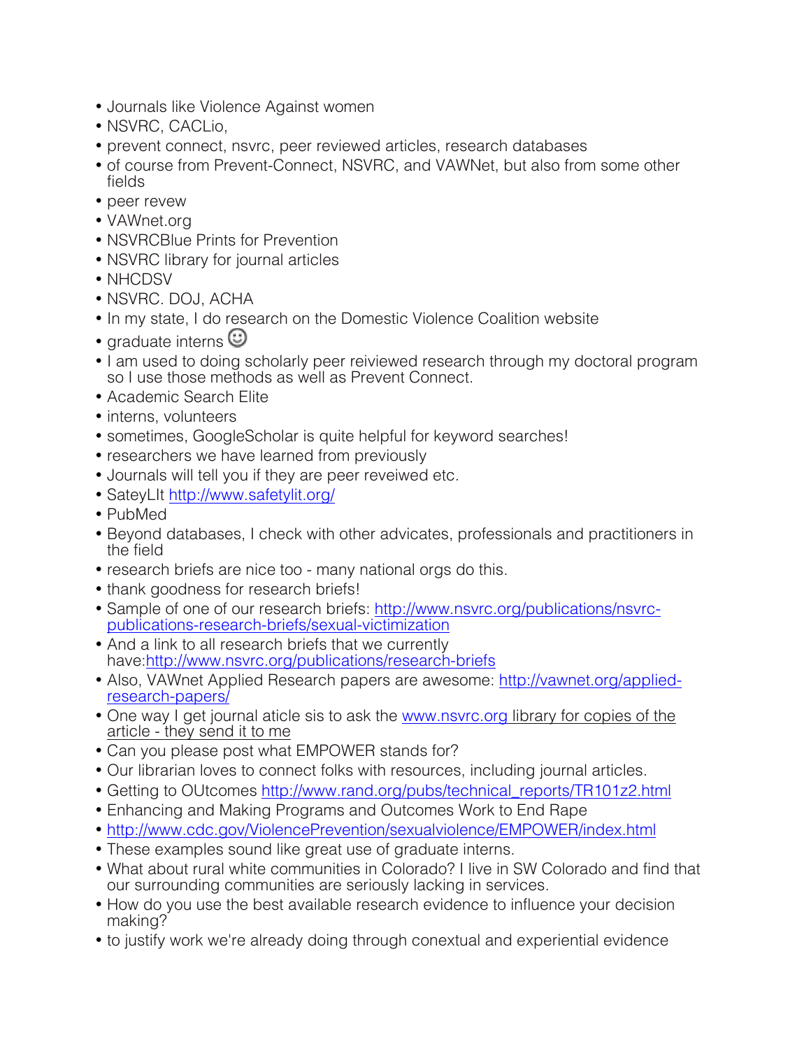- Journals like Violence Against women
- NSVRC, CACLio,
- prevent connect, nsvrc, peer reviewed articles, research databases
- of course from Prevent-Connect, NSVRC, and VAWNet, but also from some other fields
- peer revew
- VAWnet.org
- NSVRCBlue Prints for Prevention
- NSVRC library for journal articles
- NHCDSV
- NSVRC. DOJ, ACHA
- In my state, I do research on the Domestic Violence Coalition website
- graduate interns ☺
- I am used to doing scholarly peer reiviewed research through my doctoral program so I use those methods as well as Prevent Connect.
- Academic Search Elite
- interns, volunteers
- sometimes, GoogleScholar is quite helpful for keyword searches!
- researchers we have learned from previously
- Journals will tell you if they are peer reveiwed etc.
- SateyLIt http://www.safetylit.org/
- PubMed
- Beyond databases, I check with other advicates, professionals and practitioners in the field
- research briefs are nice too - many national orgs do this.
- thank goodness for research briefs!
- Sample of one of our research briefs: http://www.nsvrc.org/publications/nsvrc-publications-research-briefs/sexual-victimization
- And a link to all research briefs that we currently have:http://www.nsvrc.org/publications/research-briefs
- Also, VAWnet Applied Research papers are awesome: http://vawnet.org/applied-research-papers/
- One way I get journal aticle sis to ask the www.nsvrc.org library for copies of the article - they send it to me
- Can you please post what EMPOWER stands for?
- Our librarian loves to connect folks with resources, including journal articles.
- Getting to OUtcomes http://www.rand.org/pubs/technical_reports/TR101z2.html
- Enhancing and Making Programs and Outcomes Work to End Rape
- http://www.cdc.gov/ViolencePrevention/sexualviolence/EMPOWER/index.html
- These examples sound like great use of graduate interns.
- What about rural white communities in Colorado? I live in SW Colorado and find that our surrounding communities are seriously lacking in services.
- How do you use the best available research evidence to influence your decision making?
- to justify work we're already doing through conextual and experiential evidence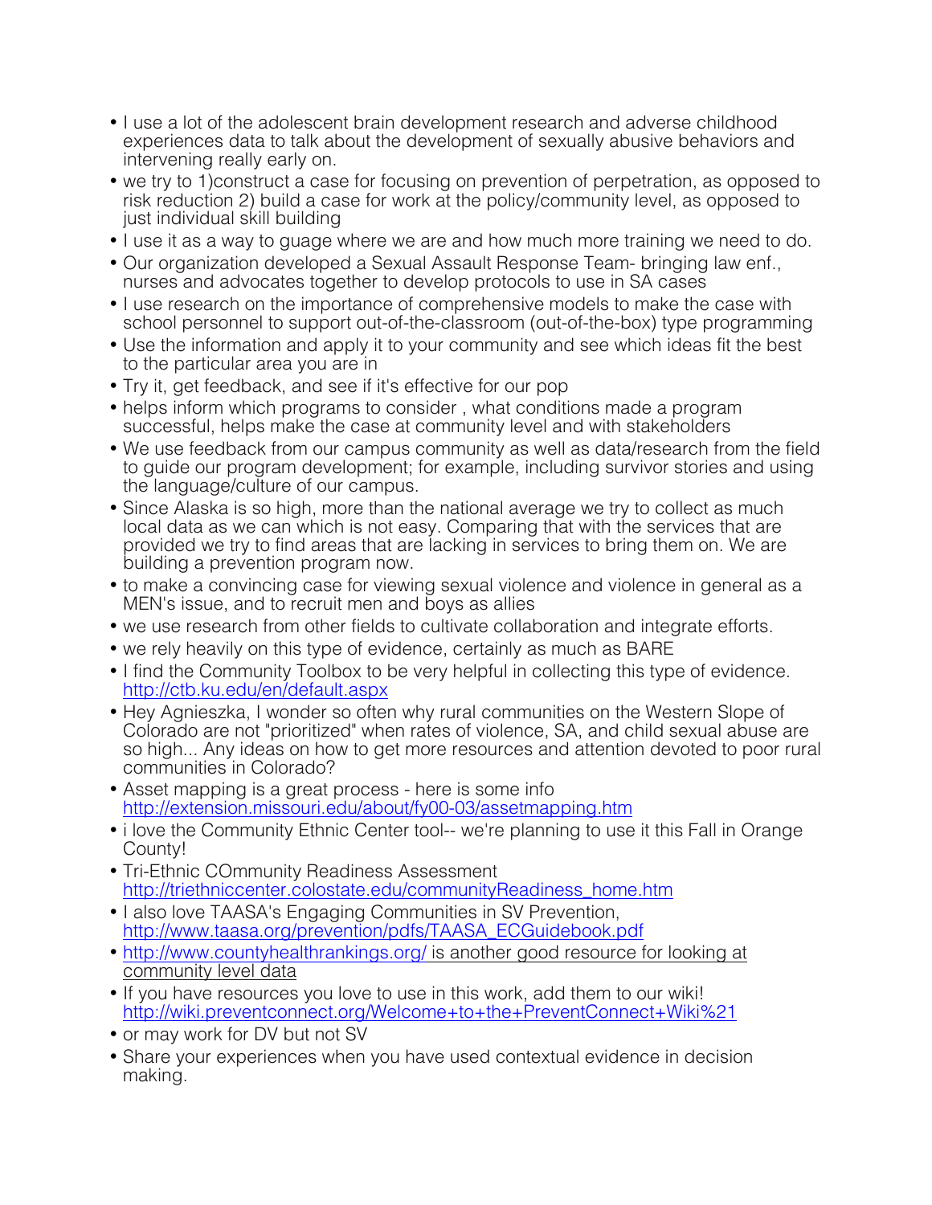- I use a lot of the adolescent brain development research and adverse childhood experiences data to talk about the development of sexually abusive behaviors and intervening really early on.
- we try to 1)construct a case for focusing on prevention of perpetration, as opposed to risk reduction 2) build a case for work at the policy/community level, as opposed to just individual skill building
- I use it as a way to guage where we are and how much more training we need to do.
- Our organization developed a Sexual Assault Response Team- bringing law enf., nurses and advocates together to develop protocols to use in SA cases
- I use research on the importance of comprehensive models to make the case with school personnel to support out-of-the-classroom (out-of-the-box) type programming
- Use the information and apply it to your community and see which ideas fit the best to the particular area you are in
- Try it, get feedback, and see if it's effective for our pop
- helps inform which programs to consider , what conditions made a program successful, helps make the case at community level and with stakeholders
- We use feedback from our campus community as well as data/research from the field to guide our program development; for example, including survivor stories and using the language/culture of our campus.
- Since Alaska is so high, more than the national average we try to collect as much local data as we can which is not easy. Comparing that with the services that are provided we try to find areas that are lacking in services to bring them on. We are building a prevention program now.
- to make a convincing case for viewing sexual violence and violence in general as a MEN's issue, and to recruit men and boys as allies
- we use research from other fields to cultivate collaboration and integrate efforts.
- we rely heavily on this type of evidence, certainly as much as BARE
- I find the Community Toolbox to be very helpful in collecting this type of evidence. http://ctb.ku.edu/en/default.aspx
- Hey Agnieszka, I wonder so often why rural communities on the Western Slope of Colorado are not "prioritized" when rates of violence, SA, and child sexual abuse are so high... Any ideas on how to get more resources and attention devoted to poor rural communities in Colorado?
- Asset mapping is a great process - here is some info http://extension.missouri.edu/about/fy00-03/assetmapping.htm
- i love the Community Ethnic Center tool-- we're planning to use it this Fall in Orange County!
- Tri-Ethnic COmmunity Readiness Assessment http://triethniccenter.colostate.edu/communityReadiness_home.htm
- I also love TAASA's Engaging Communities in SV Prevention, http://www.taasa.org/prevention/pdfs/TAASA_ECGuidebook.pdf
- http://www.countyhealthrankings.org/ is another good resource for looking at community level data
- If you have resources you love to use in this work, add them to our wiki! http://wiki.preventconnect.org/Welcome+to+the+PreventConnect+Wiki%21
- or may work for DV but not SV
- Share your experiences when you have used contextual evidence in decision making.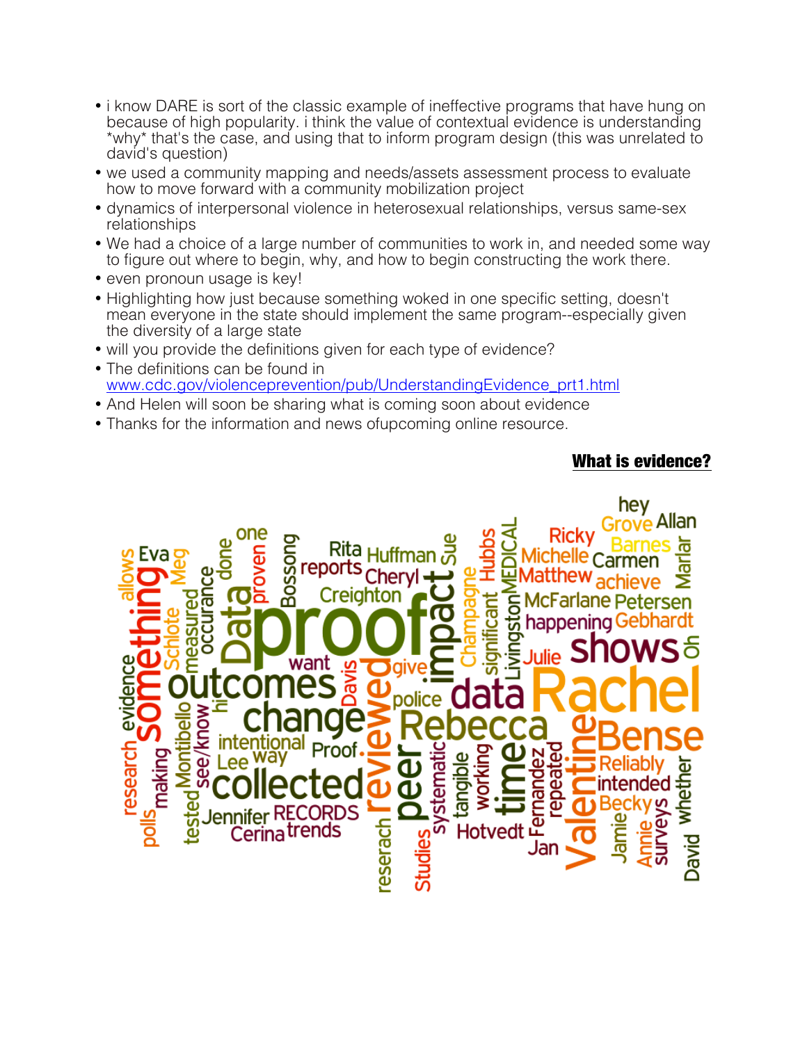- i know DARE is sort of the classic example of ineffective programs that have hung on because of high popularity. i think the value of contextual evidence is understanding *why* that's the case, and using that to inform program design (this was unrelated to david's question)
- we used a community mapping and needs/assets assessment process to evaluate how to move forward with a community mobilization project
- dynamics of interpersonal violence in heterosexual relationships, versus same-sex relationships
- We had a choice of a large number of communities to work in, and needed some way to figure out where to begin, why, and how to begin constructing the work there.
- even pronoun usage is key!
- Highlighting how just because something woked in one specific setting, doesn't mean everyone in the state should implement the same program--especially given the diversity of a large state
- will you provide the definitions given for each type of evidence?
- The definitions can be found in [www.cdc.gov/violenceprevention/pub/UnderstandingEvidence_prt1.html](http://www.cdc.gov/violenceprevention/pub/UnderstandingEvidence_prt1.html)
- And Helen will soon be sharing what is coming soon about evidence
- Thanks for the information and news ofupcoming online resource.

## What is evidence?

hey
Grove
Allan
Ricky
Barnes
Michelle
Carmen
Matthew
achieve
Marlar
McFarlane
Petersen
happening
Gebhardt
Julie
shows
Oh
Rachel
Bense
Valentine
Reliably
intended
Becky
Jamie
Annie
surveys
whether
David
Eva
allows
something
Meg
Schlote
measured
occurance
done
one
Data
proven
Bossong
Rita
reports
Huffman
Sue
Cheryl
Creighton
proof
impact
Champagne
Hubbs
significant
Livingston
MEDICAL
want
Davis
give
outcomes
research
evidence
making
polls
Montibello
tested
see/know
hi
change
intentional
Lee
way
Proof.
collected
Jennifer
RECORDS
Cerina
trends
reviewed
reserach
peer
Studies
systematic
police
data
Rebecca
tangible
working
time
Hotvedt
Fernandez
repeated
Jan